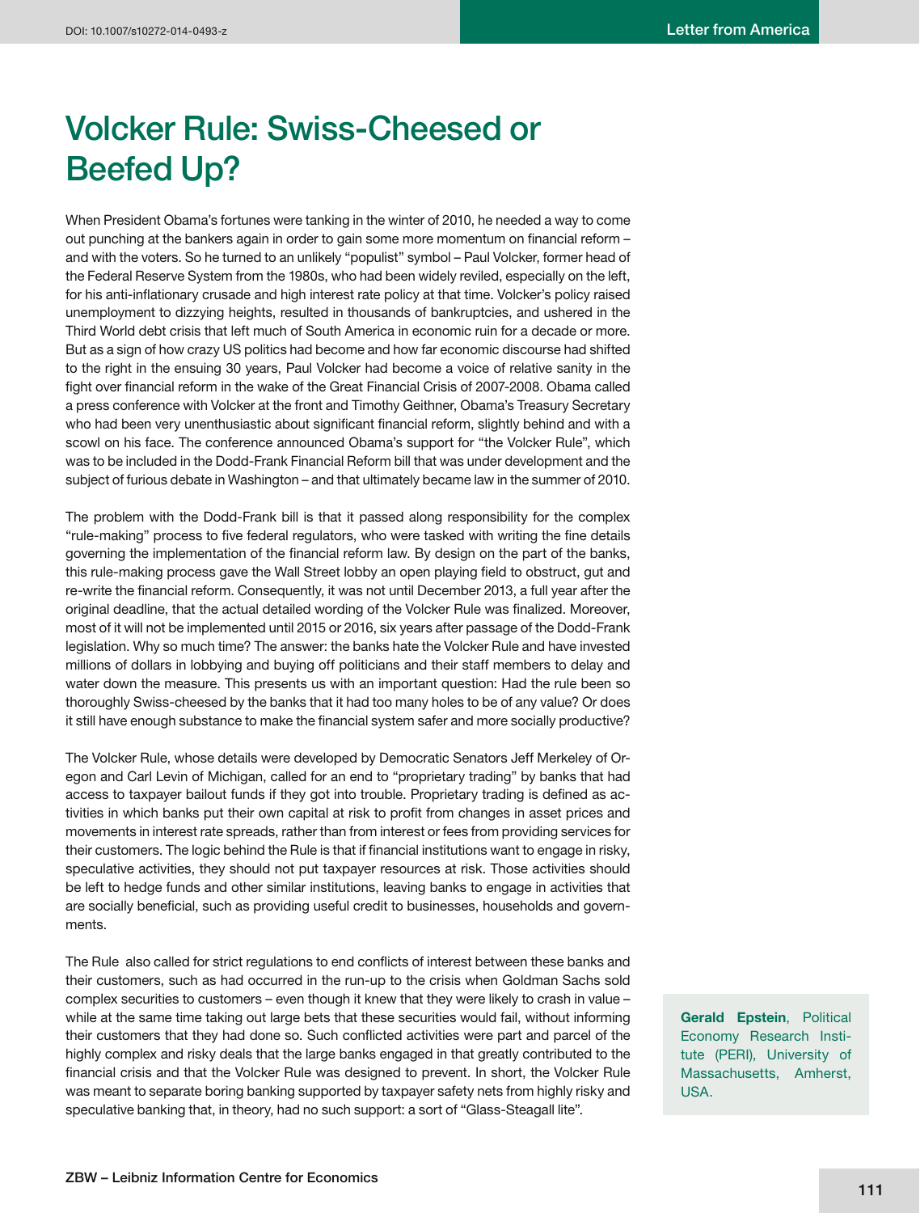# Volcker Rule: Swiss-Cheesed or Beefed Up?

When President Obama's fortunes were tanking in the winter of 2010, he needed a way to come out punching at the bankers again in order to gain some more momentum on financial reform – and with the voters. So he turned to an unlikely "populist" symbol – Paul Volcker, former head of the Federal Reserve System from the 1980s, who had been widely reviled, especially on the left, for his anti-inflationary crusade and high interest rate policy at that time. Volcker's policy raised unemployment to dizzying heights, resulted in thousands of bankruptcies, and ushered in the Third World debt crisis that left much of South America in economic ruin for a decade or more. But as a sign of how crazy US politics had become and how far economic discourse had shifted to the right in the ensuing 30 years, Paul Volcker had become a voice of relative sanity in the fight over financial reform in the wake of the Great Financial Crisis of 2007-2008. Obama called a press conference with Volcker at the front and Timothy Geithner, Obama's Treasury Secretary who had been very unenthusiastic about significant financial reform, slightly behind and with a scowl on his face. The conference announced Obama's support for "the Volcker Rule", which was to be included in the Dodd-Frank Financial Reform bill that was under development and the subject of furious debate in Washington – and that ultimately became law in the summer of 2010.

The problem with the Dodd-Frank bill is that it passed along responsibility for the complex "rule-making" process to five federal regulators, who were tasked with writing the fine details governing the implementation of the financial reform law. By design on the part of the banks, this rule-making process gave the Wall Street lobby an open playing field to obstruct, gut and re-write the financial reform. Consequently, it was not until December 2013, a full year after the original deadline, that the actual detailed wording of the Volcker Rule was finalized. Moreover, most of it will not be implemented until 2015 or 2016, six years after passage of the Dodd-Frank legislation. Why so much time? The answer: the banks hate the Volcker Rule and have invested millions of dollars in lobbying and buying off politicians and their staff members to delay and water down the measure. This presents us with an important question: Had the rule been so thoroughly Swiss-cheesed by the banks that it had too many holes to be of any value? Or does it still have enough substance to make the financial system safer and more socially productive?

The Volcker Rule, whose details were developed by Democratic Senators Jeff Merkeley of Oregon and Carl Levin of Michigan, called for an end to "proprietary trading" by banks that had access to taxpayer bailout funds if they got into trouble. Proprietary trading is defined as activities in which banks put their own capital at risk to profit from changes in asset prices and movements in interest rate spreads, rather than from interest or fees from providing services for their customers. The logic behind the Rule is that if financial institutions want to engage in risky, speculative activities, they should not put taxpayer resources at risk. Those activities should be left to hedge funds and other similar institutions, leaving banks to engage in activities that are socially beneficial, such as providing useful credit to businesses, households and governments.

The Rule also called for strict regulations to end conflicts of interest between these banks and their customers, such as had occurred in the run-up to the crisis when Goldman Sachs sold complex securities to customers – even though it knew that they were likely to crash in value – while at the same time taking out large bets that these securities would fail, without informing their customers that they had done so. Such conflicted activities were part and parcel of the highly complex and risky deals that the large banks engaged in that greatly contributed to the financial crisis and that the Volcker Rule was designed to prevent. In short, the Volcker Rule was meant to separate boring banking supported by taxpayer safety nets from highly risky and speculative banking that, in theory, had no such support: a sort of "Glass-Steagall lite".

**Gerald Epstein**, Political Economy Research Institute (PERI), University of Massachusetts, Amherst, USA.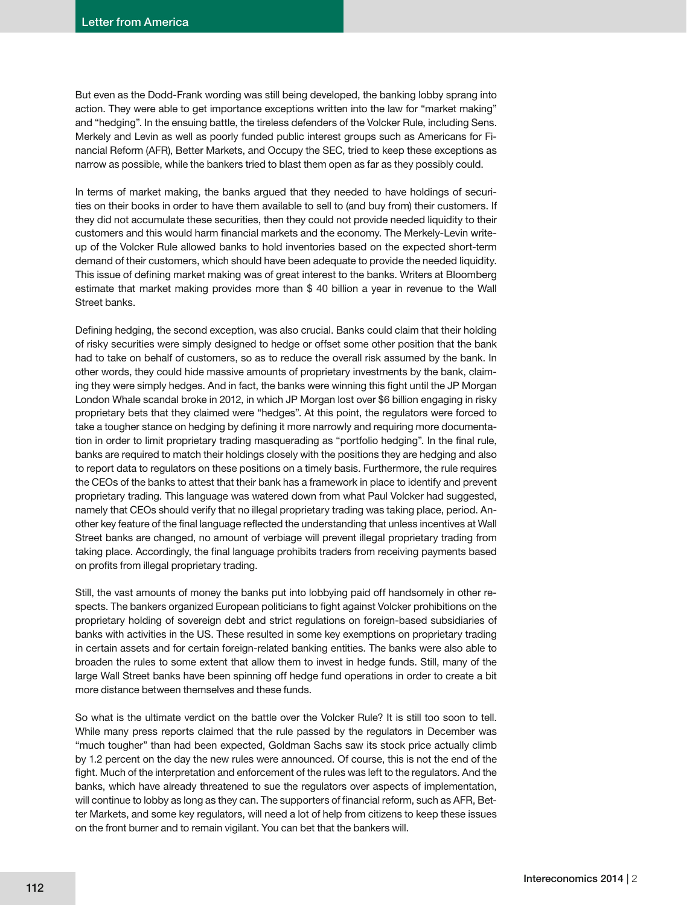But even as the Dodd-Frank wording was still being developed, the banking lobby sprang into action. They were able to get importance exceptions written into the law for "market making" and "hedging". In the ensuing battle, the tireless defenders of the Volcker Rule, including Sens. Merkely and Levin as well as poorly funded public interest groups such as Americans for Financial Reform (AFR), Better Markets, and Occupy the SEC, tried to keep these exceptions as narrow as possible, while the bankers tried to blast them open as far as they possibly could.

In terms of market making, the banks argued that they needed to have holdings of securities on their books in order to have them available to sell to (and buy from) their customers. If they did not accumulate these securities, then they could not provide needed liquidity to their customers and this would harm financial markets and the economy. The Merkely-Levin write-up of the Volcker Rule allowed banks to hold inventories based on the expected short-term demand of their customers, which should have been adequate to provide the needed liquidity. This issue of defining market making was of great interest to the banks. Writers at Bloomberg estimate that market making provides more than $ 40 billion a year in revenue to the Wall Street banks.

Defining hedging, the second exception, was also crucial. Banks could claim that their holding of risky securities were simply designed to hedge or offset some other position that the bank had to take on behalf of customers, so as to reduce the overall risk assumed by the bank. In other words, they could hide massive amounts of proprietary investments by the bank, claiming they were simply hedges. And in fact, the banks were winning this fight until the JP Morgan London Whale scandal broke in 2012, in which JP Morgan lost over $6 billion engaging in risky proprietary bets that they claimed were "hedges". At this point, the regulators were forced to take a tougher stance on hedging by defining it more narrowly and requiring more documentation in order to limit proprietary trading masquerading as "portfolio hedging". In the final rule, banks are required to match their holdings closely with the positions they are hedging and also to report data to regulators on these positions on a timely basis. Furthermore, the rule requires the CEOs of the banks to attest that their bank has a framework in place to identify and prevent proprietary trading. This language was watered down from what Paul Volcker had suggested, namely that CEOs should verify that no illegal proprietary trading was taking place, period. Another key feature of the final language reflected the understanding that unless incentives at Wall Street banks are changed, no amount of verbiage will prevent illegal proprietary trading from taking place. Accordingly, the final language prohibits traders from receiving payments based on profits from illegal proprietary trading.

Still, the vast amounts of money the banks put into lobbying paid off handsomely in other respects. The bankers organized European politicians to fight against Volcker prohibitions on the proprietary holding of sovereign debt and strict regulations on foreign-based subsidiaries of banks with activities in the US. These resulted in some key exemptions on proprietary trading in certain assets and for certain foreign-related banking entities. The banks were also able to broaden the rules to some extent that allow them to invest in hedge funds. Still, many of the large Wall Street banks have been spinning off hedge fund operations in order to create a bit more distance between themselves and these funds.

So what is the ultimate verdict on the battle over the Volcker Rule? It is still too soon to tell. While many press reports claimed that the rule passed by the regulators in December was "much tougher" than had been expected, Goldman Sachs saw its stock price actually climb by 1.2 percent on the day the new rules were announced. Of course, this is not the end of the fight. Much of the interpretation and enforcement of the rules was left to the regulators. And the banks, which have already threatened to sue the regulators over aspects of implementation, will continue to lobby as long as they can. The supporters of financial reform, such as AFR, Better Markets, and some key regulators, will need a lot of help from citizens to keep these issues on the front burner and to remain vigilant. You can bet that the bankers will.